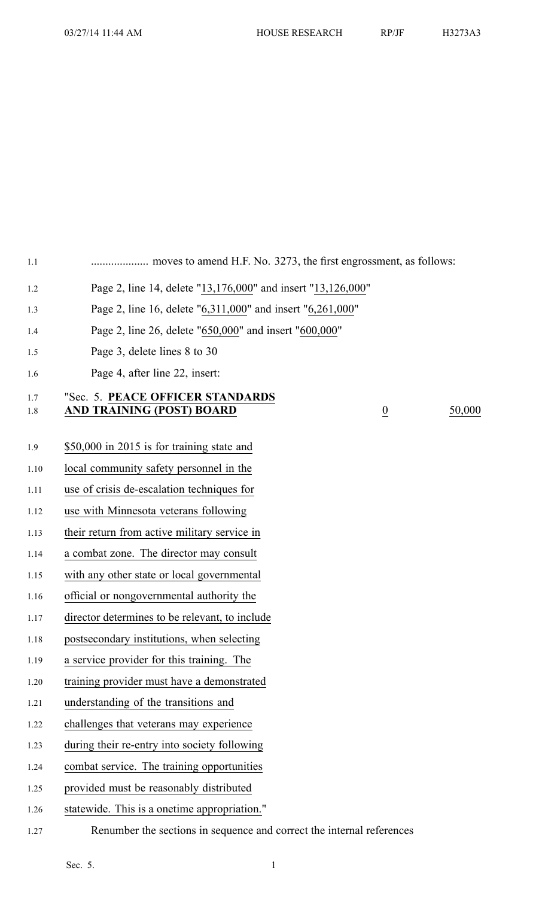.................... moves to amend H.F. No. 3273, the first engrossment, as follows:

Page 2, line 14, delete "13,176,000" and insert "13,126,000"

Page 2, line 16, delete "6,311,000" and insert "6,261,000"

Page 2, line 26, delete "650,000" and insert "600,000"

Page 3, delete lines 8 to 30

Page 4, after line 22, insert:

"Sec. 5. **PEACE OFFICER STANDARDS AND TRAINING (POST) BOARD** | 0 | 50,000

$50,000 in 2015 is for training state and local community safety personnel in the use of crisis de-escalation techniques for use with Minnesota veterans following their return from active military service in a combat zone. The director may consult with any other state or local governmental official or nongovernmental authority the director determines to be relevant, to include postsecondary institutions, when selecting a service provider for this training. The training provider must have a demonstrated understanding of the transitions and challenges that veterans may experience during their re-entry into society following combat service. The training opportunities provided must be reasonably distributed statewide. This is a onetime appropriation."

Renumber the sections in sequence and correct the internal references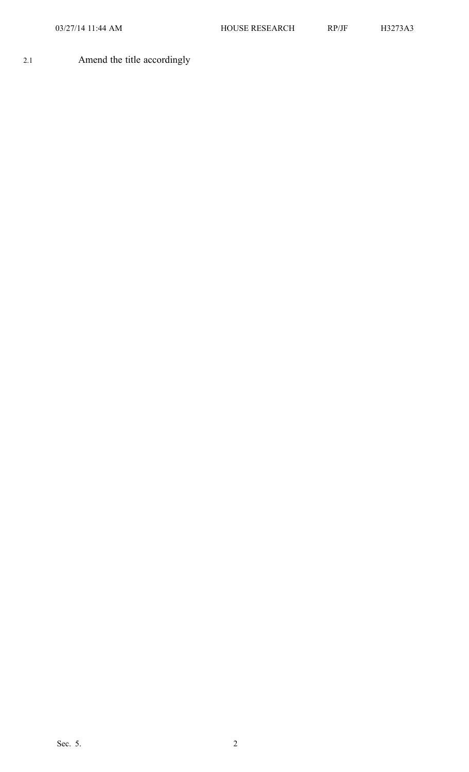Amend the title accordingly